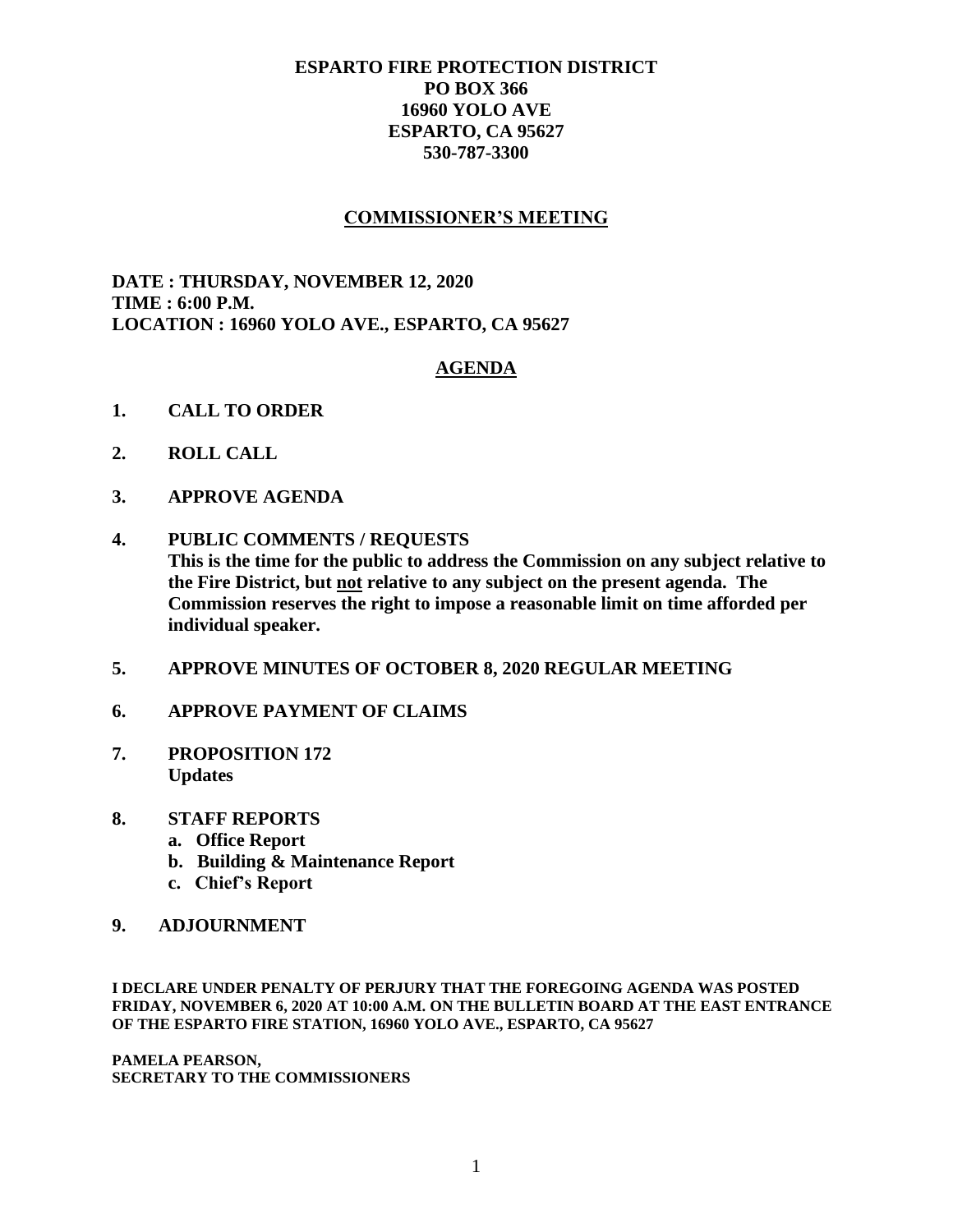**ESPARTO FIRE PROTECTION DISTRICT**
**PO BOX 366**
**16960 YOLO AVE**
**ESPARTO, CA 95627**
**530-787-3300**

# COMMISSIONER'S MEETING

**DATE : THURSDAY, NOVEMBER 12, 2020**
**TIME : 6:00 P.M.**
**LOCATION : 16960 YOLO AVE., ESPARTO, CA 95627**

## AGENDA

1. **CALL TO ORDER**
2. **ROLL CALL**
3. **APPROVE AGENDA**
4. **PUBLIC COMMENTS / REQUESTS**
   **This is the time for the public to address the Commission on any subject relative to the Fire District, but not relative to any subject on the present agenda. The Commission reserves the right to impose a reasonable limit on time afforded per individual speaker.**
5. **APPROVE MINUTES OF OCTOBER 8, 2020 REGULAR MEETING**
6. **APPROVE PAYMENT OF CLAIMS**
7. **PROPOSITION 172**
   **Updates**
8. **STAFF REPORTS**
   - a. **Office Report**
   - b. **Building & Maintenance Report**
   - c. **Chief's Report**
9. **ADJOURNMENT**

**I DECLARE UNDER PENALTY OF PERJURY THAT THE FOREGOING AGENDA WAS POSTED FRIDAY, NOVEMBER 6, 2020 AT 10:00 A.M. ON THE BULLETIN BOARD AT THE EAST ENTRANCE OF THE ESPARTO FIRE STATION, 16960 YOLO AVE., ESPARTO, CA 95627**

**PAMELA PEARSON,**
**SECRETARY TO THE COMMISSIONERS**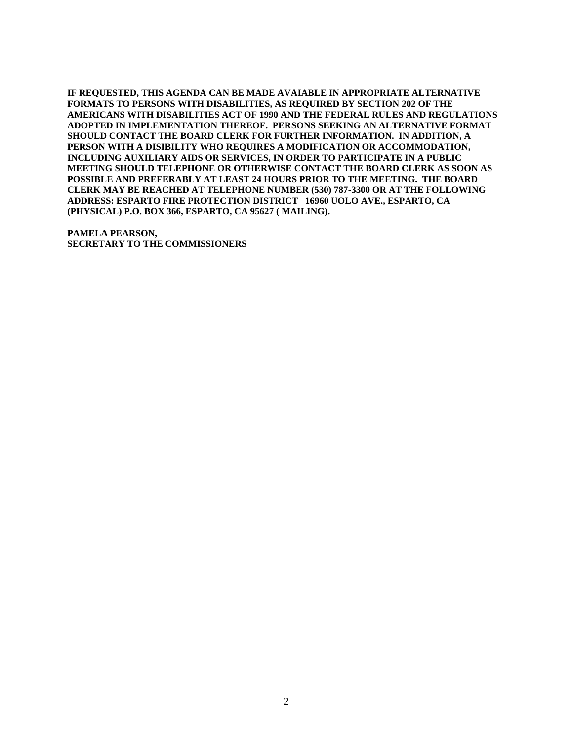**IF REQUESTED, THIS AGENDA CAN BE MADE AVAIABLE IN APPROPRIATE ALTERNATIVE FORMATS TO PERSONS WITH DISABILITIES, AS REQUIRED BY SECTION 202 OF THE AMERICANS WITH DISABILITIES ACT OF 1990 AND THE FEDERAL RULES AND REGULATIONS ADOPTED IN IMPLEMENTATION THEREOF. PERSONS SEEKING AN ALTERNATIVE FORMAT SHOULD CONTACT THE BOARD CLERK FOR FURTHER INFORMATION. IN ADDITION, A PERSON WITH A DISIBILITY WHO REQUIRES A MODIFICATION OR ACCOMMODATION, INCLUDING AUXILIARY AIDS OR SERVICES, IN ORDER TO PARTICIPATE IN A PUBLIC MEETING SHOULD TELEPHONE OR OTHERWISE CONTACT THE BOARD CLERK AS SOON AS POSSIBLE AND PREFERABLY AT LEAST 24 HOURS PRIOR TO THE MEETING. THE BOARD CLERK MAY BE REACHED AT TELEPHONE NUMBER (530) 787-3300 OR AT THE FOLLOWING ADDRESS: ESPARTO FIRE PROTECTION DISTRICT 16960 UOLO AVE., ESPARTO, CA (PHYSICAL) P.O. BOX 366, ESPARTO, CA 95627 ( MAILING).**

**PAMELA PEARSON,**
**SECRETARY TO THE COMMISSIONERS**